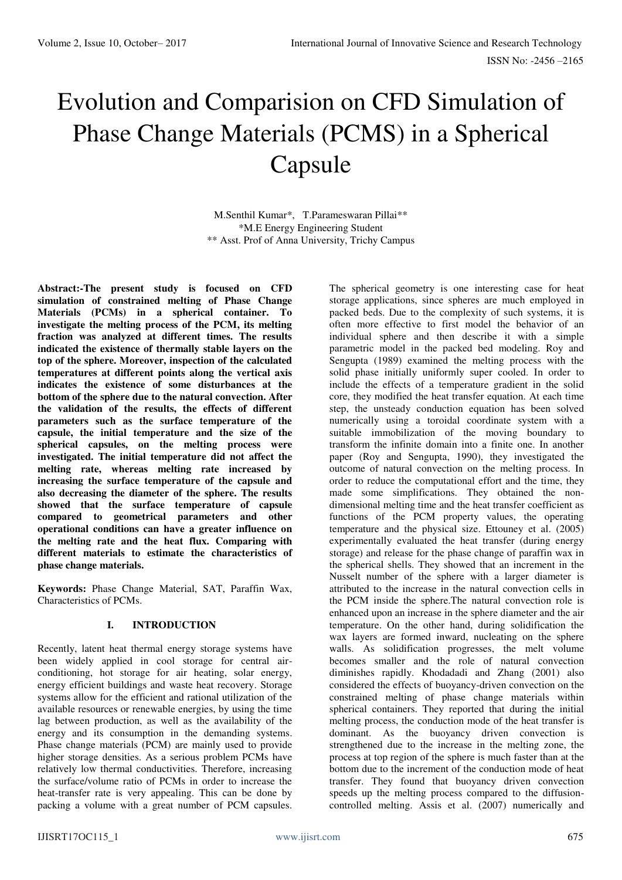# Evolution and Comparision on CFD Simulation of Phase Change Materials (PCMS) in a Spherical Capsule

M.Senthil Kumar*, T.Parameswaran Pillai**
*M.E Energy Engineering Student
** Asst. Prof of Anna University, Trichy Campus

**Abstract:-The present study is focused on CFD simulation of constrained melting of Phase Change Materials (PCMs) in a spherical container. To investigate the melting process of the PCM, its melting fraction was analyzed at different times. The results indicated the existence of thermally stable layers on the top of the sphere. Moreover, inspection of the calculated temperatures at different points along the vertical axis indicates the existence of some disturbances at the bottom of the sphere due to the natural convection. After the validation of the results, the effects of different parameters such as the surface temperature of the capsule, the initial temperature and the size of the spherical capsules, on the melting process were investigated. The initial temperature did not affect the melting rate, whereas melting rate increased by increasing the surface temperature of the capsule and also decreasing the diameter of the sphere. The results showed that the surface temperature of capsule compared to geometrical parameters and other operational conditions can have a greater influence on the melting rate and the heat flux. Comparing with different materials to estimate the characteristics of phase change materials.**

**Keywords:** Phase Change Material, SAT, Paraffin Wax, Characteristics of PCMs.

## I. INTRODUCTION

Recently, latent heat thermal energy storage systems have been widely applied in cool storage for central air-conditioning, hot storage for air heating, solar energy, energy efficient buildings and waste heat recovery. Storage systems allow for the efficient and rational utilization of the available resources or renewable energies, by using the time lag between production, as well as the availability of the energy and its consumption in the demanding systems. Phase change materials (PCM) are mainly used to provide higher storage densities. As a serious problem PCMs have relatively low thermal conductivities. Therefore, increasing the surface/volume ratio of PCMs in order to increase the heat-transfer rate is very appealing. This can be done by packing a volume with a great number of PCM capsules. The spherical geometry is one interesting case for heat storage applications, since spheres are much employed in packed beds. Due to the complexity of such systems, it is often more effective to first model the behavior of an individual sphere and then describe it with a simple parametric model in the packed bed modeling. Roy and Sengupta (1989) examined the melting process with the solid phase initially uniformly super cooled. In order to include the effects of a temperature gradient in the solid core, they modified the heat transfer equation. At each time step, the unsteady conduction equation has been solved numerically using a toroidal coordinate system with a suitable immobilization of the moving boundary to transform the infinite domain into a finite one. In another paper (Roy and Sengupta, 1990), they investigated the outcome of natural convection on the melting process. In order to reduce the computational effort and the time, they made some simplifications. They obtained the non-dimensional melting time and the heat transfer coefficient as functions of the PCM property values, the operating temperature and the physical size. Ettouney et al. (2005) experimentally evaluated the heat transfer (during energy storage) and release for the phase change of paraffin wax in the spherical shells. They showed that an increment in the Nusselt number of the sphere with a larger diameter is attributed to the increase in the natural convection cells in the PCM inside the sphere.The natural convection role is enhanced upon an increase in the sphere diameter and the air temperature. On the other hand, during solidification the wax layers are formed inward, nucleating on the sphere walls. As solidification progresses, the melt volume becomes smaller and the role of natural convection diminishes rapidly. Khodadadi and Zhang (2001) also considered the effects of buoyancy-driven convection on the constrained melting of phase change materials within spherical containers. They reported that during the initial melting process, the conduction mode of the heat transfer is dominant. As the buoyancy driven convection is strengthened due to the increase in the melting zone, the process at top region of the sphere is much faster than at the bottom due to the increment of the conduction mode of heat transfer. They found that buoyancy driven convection speeds up the melting process compared to the diffusion-controlled melting. Assis et al. (2007) numerically and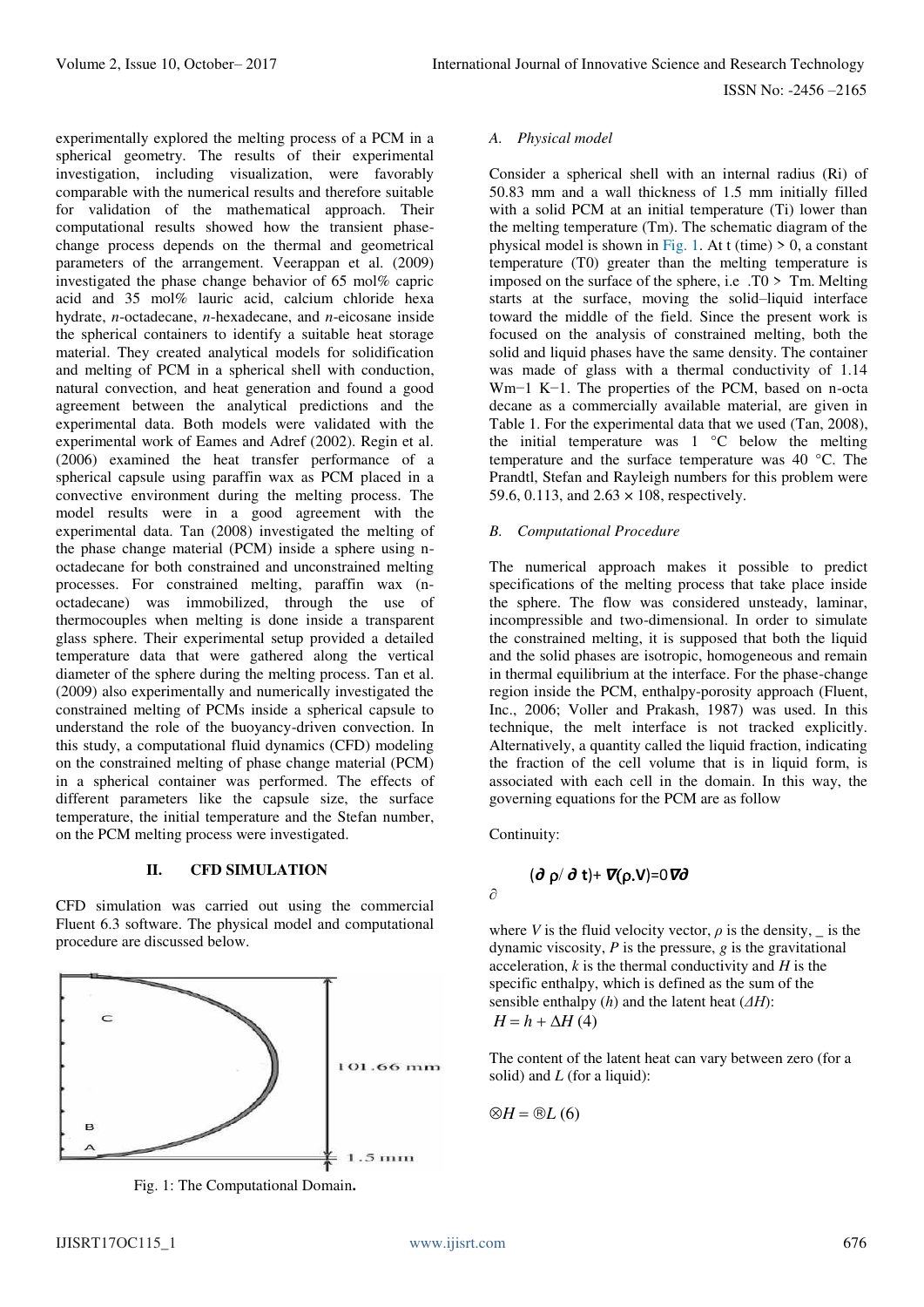experimentally explored the melting process of a PCM in a spherical geometry. The results of their experimental investigation, including visualization, were favorably comparable with the numerical results and therefore suitable for validation of the mathematical approach. Their computational results showed how the transient phase-change process depends on the thermal and geometrical parameters of the arrangement. Veerappan et al. (2009) investigated the phase change behavior of 65 mol% capric acid and 35 mol% lauric acid, calcium chloride hexa hydrate, *n*-octadecane, *n*-hexadecane, and *n*-eicosane inside the spherical containers to identify a suitable heat storage material. They created analytical models for solidification and melting of PCM in a spherical shell with conduction, natural convection, and heat generation and found a good agreement between the analytical predictions and the experimental data. Both models were validated with the experimental work of Eames and Adref (2002). Regin et al. (2006) examined the heat transfer performance of a spherical capsule using paraffin wax as PCM placed in a convective environment during the melting process. The model results were in a good agreement with the experimental data. Tan (2008) investigated the melting of the phase change material (PCM) inside a sphere using n-octadecane for both constrained and unconstrained melting processes. For constrained melting, paraffin wax (n-octadecane) was immobilized, through the use of thermocouples when melting is done inside a transparent glass sphere. Their experimental setup provided a detailed temperature data that were gathered along the vertical diameter of the sphere during the melting process. Tan et al. (2009) also experimentally and numerically investigated the constrained melting of PCMs inside a spherical capsule to understand the role of the buoyancy-driven convection. In this study, a computational fluid dynamics (CFD) modeling on the constrained melting of phase change material (PCM) in a spherical container was performed. The effects of different parameters like the capsule size, the surface temperature, the initial temperature and the Stefan number, on the PCM melting process were investigated.

## II. CFD SIMULATION

CFD simulation was carried out using the commercial Fluent 6.3 software. The physical model and computational procedure are discussed below.

Fig. 1: The Computational Domain.

### A. Physical model

Consider a spherical shell with an internal radius (Ri) of 50.83 mm and a wall thickness of 1.5 mm initially filled with a solid PCM at an initial temperature (Ti) lower than the melting temperature (Tm). The schematic diagram of the physical model is shown in Fig. 1. At t (time) > 0, a constant temperature (T0) greater than the melting temperature is imposed on the surface of the sphere, i.e .T0 > Tm. Melting starts at the surface, moving the solid–liquid interface toward the middle of the field. Since the present work is focused on the analysis of constrained melting, both the solid and liquid phases have the same density. The container was made of glass with a thermal conductivity of 1.14 Wm−1 K−1. The properties of the PCM, based on n-octa decane as a commercially available material, are given in Table 1. For the experimental data that we used (Tan, 2008), the initial temperature was 1 °C below the melting temperature and the surface temperature was 40 °C. The Prandtl, Stefan and Rayleigh numbers for this problem were 59.6, 0.113, and $2.63 \times 10^8$, respectively.

### B. Computational Procedure

The numerical approach makes it possible to predict specifications of the melting process that take place inside the sphere. The flow was considered unsteady, laminar, incompressible and two-dimensional. In order to simulate the constrained melting, it is supposed that both the liquid and the solid phases are isotropic, homogeneous and remain in thermal equilibrium at the interface. For the phase-change region inside the PCM, enthalpy-porosity approach (Fluent, Inc., 2006; Voller and Prakash, 1987) was used. In this technique, the melt interface is not tracked explicitly. Alternatively, a quantity called the liquid fraction, indicating the fraction of the cell volume that is in liquid form, is associated with each cell in the domain. In this way, the governing equations for the PCM are as follow

Continuity:

$$(\partial \rho / \partial t) + \nabla(\rho . V) = 0 \nabla \partial$$

$\partial$

where *V* is the fluid velocity vector, *ρ* is the density, _ is the dynamic viscosity, *P* is the pressure, *g* is the gravitational acceleration, *k* is the thermal conductivity and *H* is the specific enthalpy, which is defined as the sum of the sensible enthalpy (*h*) and the latent heat (*ΔH*):

$H = h + \Delta H$ (4)

The content of the latent heat can vary between zero (for a solid) and *L* (for a liquid):

$\otimes H = ®L$ (6)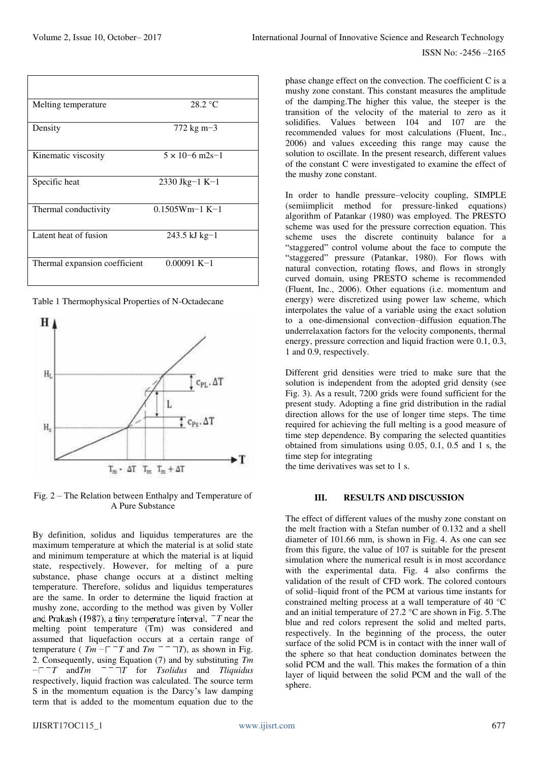| | |
|---|---|
| Melting temperature | 28.2 °C |
| Density | 772 kg m−3 |
| Kinematic viscosity | 5 × 10−6 m2s−1 |
| Specific heat | 2330 Jkg−1 K−1 |
| Thermal conductivity | 0.1505Wm−1 K−1 |
| Latent heat of fusion | 243.5 kJ kg−1 |
| Thermal expansion coefficient | 0.00091 K−1 |

Table 1 Thermophysical Properties of N-Octadecane

Fig. 2 – The Relation between Enthalpy and Temperature of A Pure Substance

By definition, solidus and liquidus temperatures are the maximum temperature at which the material is at solid state and minimum temperature at which the material is at liquid state, respectively. However, for melting of a pure substance, phase change occurs at a distinct melting temperature. Therefore, solidus and liquidus temperatures are the same. In order to determine the liquid fraction at mushy zone, according to the method was given by Voller and Prakash (1987), a tiny temperature interval. ¯*T* near the melting point temperature (Tm) was considered and assumed that liquefaction occurs at a certain range of temperature ( *Tm* −┌ ¯*T* and *Tm* ¯ ¯ ┐*T*), as shown in Fig. 2. Consequently, using Equation (7) and by substituting *Tm* −┌ ¯*T* and*Tm* ¯ ¯ ┐*T* for *Tsolidus* and *Tliquidus* respectively, liquid fraction was calculated. The source term S in the momentum equation is the Darcy's law damping term that is added to the momentum equation due to the phase change effect on the convection. The coefficient C is a mushy zone constant. This constant measures the amplitude of the damping.The higher this value, the steeper is the transition of the velocity of the material to zero as it solidifies. Values between 104 and 107 are the recommended values for most calculations (Fluent, Inc., 2006) and values exceeding this range may cause the solution to oscillate. In the present research, different values of the constant C were investigated to examine the effect of the mushy zone constant.

In order to handle pressure–velocity coupling, SIMPLE (semiimplicit method for pressure-linked equations) algorithm of Patankar (1980) was employed. The PRESTO scheme was used for the pressure correction equation. This scheme uses the discrete continuity balance for a "staggered" control volume about the face to compute the "staggered" pressure (Patankar, 1980). For flows with natural convection, rotating flows, and flows in strongly curved domain, using PRESTO scheme is recommended (Fluent, Inc., 2006). Other equations (i.e. momentum and energy) were discretized using power law scheme, which interpolates the value of a variable using the exact solution to a one-dimensional convection–diffusion equation.The underrelaxation factors for the velocity components, thermal energy, pressure correction and liquid fraction were 0.1, 0.3, 1 and 0.9, respectively.

Different grid densities were tried to make sure that the solution is independent from the adopted grid density (see Fig. 3). As a result, 7200 grids were found sufficient for the present study. Adopting a fine grid distribution in the radial direction allows for the use of longer time steps. The time required for achieving the full melting is a good measure of time step dependence. By comparing the selected quantities obtained from simulations using 0.05, 0.1, 0.5 and 1 s, the time step for integrating
the time derivatives was set to 1 s.

## III. RESULTS AND DISCUSSION

The effect of different values of the mushy zone constant on the melt fraction with a Stefan number of 0.132 and a shell diameter of 101.66 mm, is shown in Fig. 4. As one can see from this figure, the value of 107 is suitable for the present simulation where the numerical result is in most accordance with the experimental data. Fig. 4 also confirms the validation of the result of CFD work. The colored contours of solid–liquid front of the PCM at various time instants for constrained melting process at a wall temperature of 40 °C and an initial temperature of 27.2 °C are shown in Fig. 5.The blue and red colors represent the solid and melted parts, respectively. In the beginning of the process, the outer surface of the solid PCM is in contact with the inner wall of the sphere so that heat conduction dominates between the solid PCM and the wall. This makes the formation of a thin layer of liquid between the solid PCM and the wall of the sphere.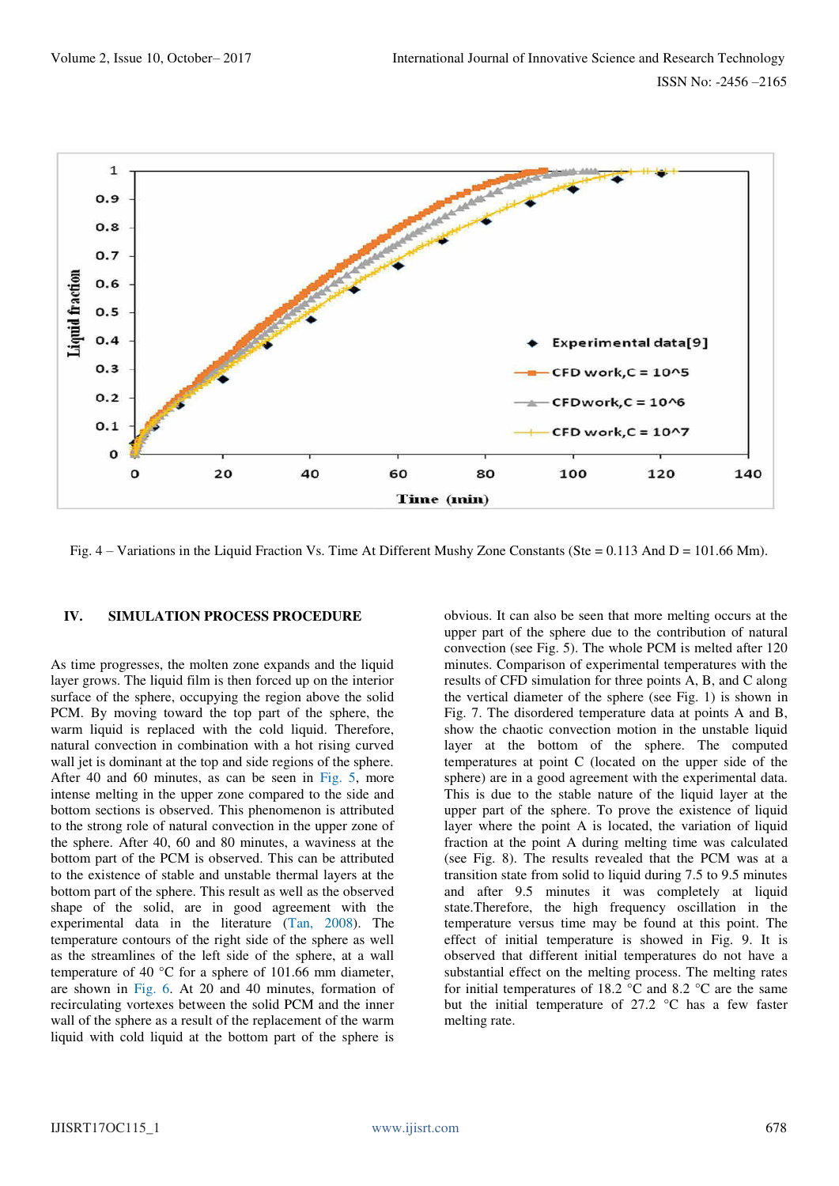Fig. 4 – Variations in the Liquid Fraction Vs. Time At Different Mushy Zone Constants (Ste = 0.113 And D = 101.66 Mm).

## IV. SIMULATION PROCESS PROCEDURE

As time progresses, the molten zone expands and the liquid layer grows. The liquid film is then forced up on the interior surface of the sphere, occupying the region above the solid PCM. By moving toward the top part of the sphere, the warm liquid is replaced with the cold liquid. Therefore, natural convection in combination with a hot rising curved wall jet is dominant at the top and side regions of the sphere. After 40 and 60 minutes, as can be seen in Fig. 5, more intense melting in the upper zone compared to the side and bottom sections is observed. This phenomenon is attributed to the strong role of natural convection in the upper zone of the sphere. After 40, 60 and 80 minutes, a waviness at the bottom part of the PCM is observed. This can be attributed to the existence of stable and unstable thermal layers at the bottom part of the sphere. This result as well as the observed shape of the solid, are in good agreement with the experimental data in the literature (Tan, 2008). The temperature contours of the right side of the sphere as well as the streamlines of the left side of the sphere, at a wall temperature of 40 °C for a sphere of 101.66 mm diameter, are shown in Fig. 6. At 20 and 40 minutes, formation of recirculating vortexes between the solid PCM and the inner wall of the sphere as a result of the replacement of the warm liquid with cold liquid at the bottom part of the sphere is obvious. It can also be seen that more melting occurs at the upper part of the sphere due to the contribution of natural convection (see Fig. 5). The whole PCM is melted after 120 minutes. Comparison of experimental temperatures with the results of CFD simulation for three points A, B, and C along the vertical diameter of the sphere (see Fig. 1) is shown in Fig. 7. The disordered temperature data at points A and B, show the chaotic convection motion in the unstable liquid layer at the bottom of the sphere. The computed temperatures at point C (located on the upper side of the sphere) are in a good agreement with the experimental data. This is due to the stable nature of the liquid layer at the upper part of the sphere. To prove the existence of liquid layer where the point A is located, the variation of liquid fraction at the point A during melting time was calculated (see Fig. 8). The results revealed that the PCM was at a transition state from solid to liquid during 7.5 to 9.5 minutes and after 9.5 minutes it was completely at liquid state.Therefore, the high frequency oscillation in the temperature versus time may be found at this point. The effect of initial temperature is showed in Fig. 9. It is observed that different initial temperatures do not have a substantial effect on the melting process. The melting rates for initial temperatures of 18.2 °C and 8.2 °C are the same but the initial temperature of 27.2 °C has a few faster melting rate.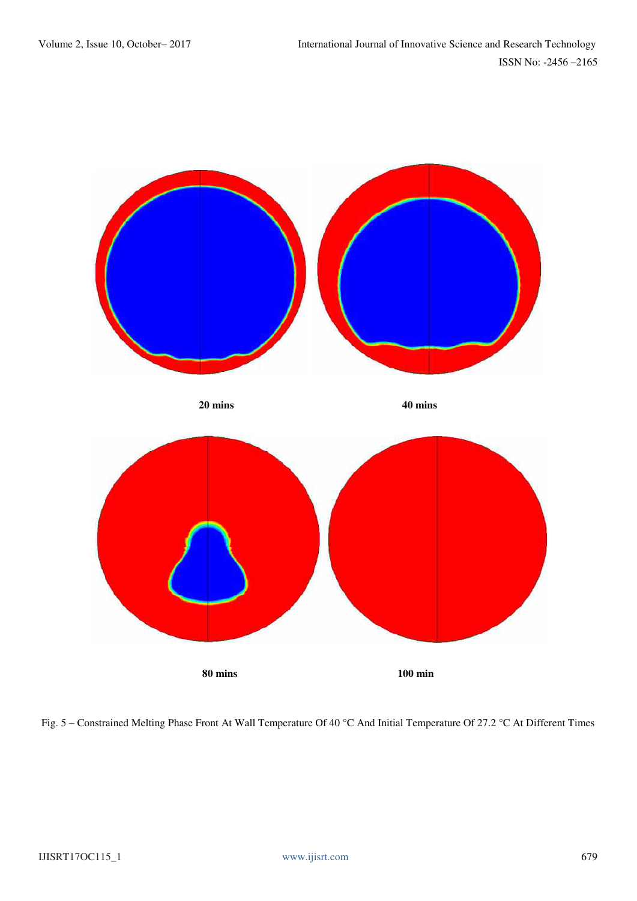20 mins

40 mins

80 mins

100 min

Fig. 5 – Constrained Melting Phase Front At Wall Temperature Of 40 °C And Initial Temperature Of 27.2 °C At Different Times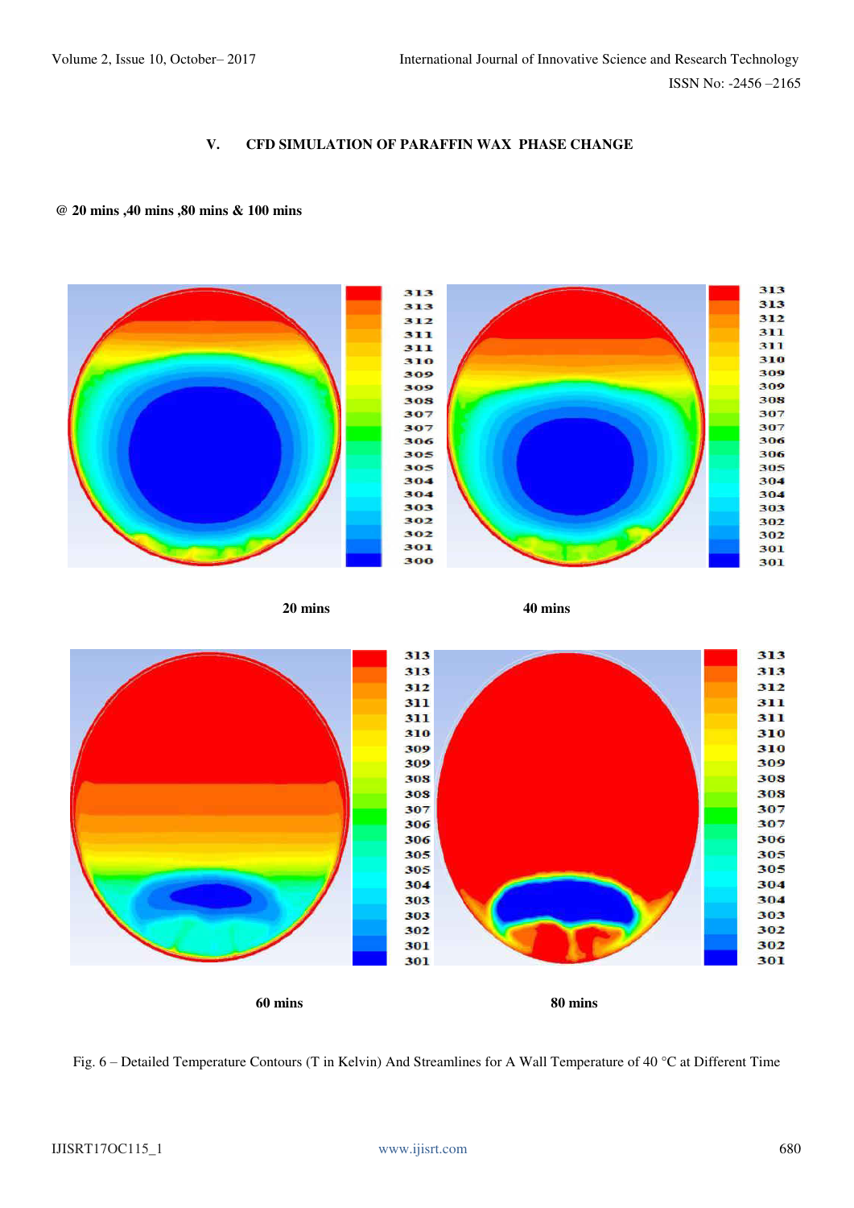## V. CFD SIMULATION OF PARAFFIN WAX PHASE CHANGE

**@ 20 mins ,40 mins ,80 mins & 100 mins**

**20 mins** **40 mins**

**60 mins** **80 mins**

Fig. 6 – Detailed Temperature Contours (T in Kelvin) And Streamlines for A Wall Temperature of 40 °C at Different Time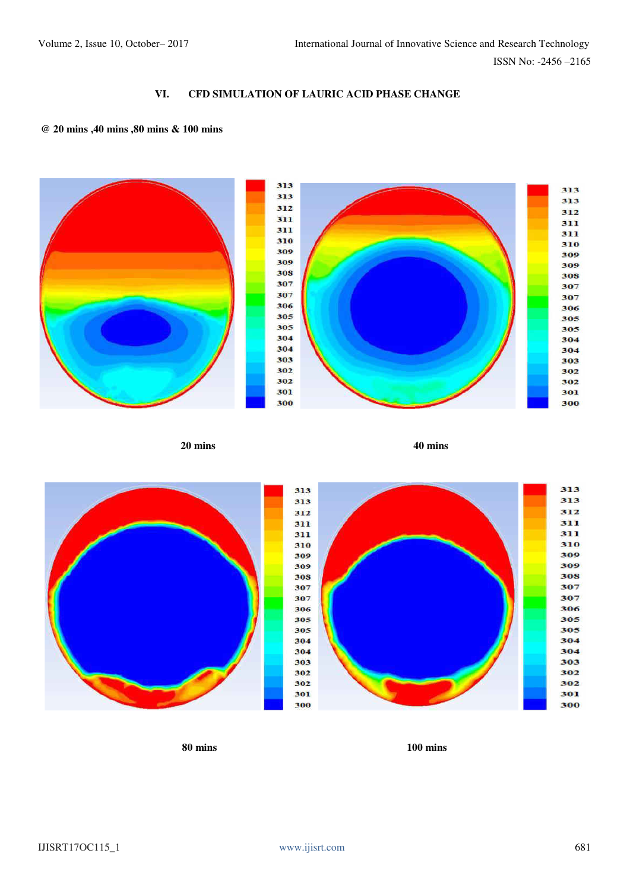## VI. CFD SIMULATION OF LAURIC ACID PHASE CHANGE

**@ 20 mins ,40 mins ,80 mins & 100 mins**

**20 mins**

**40 mins**

**80 mins**

**100 mins**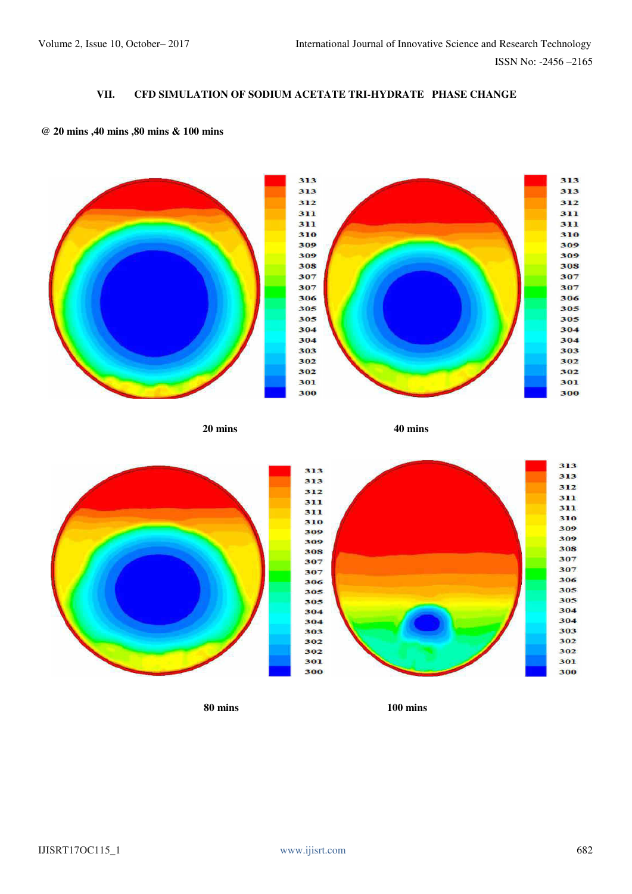## VII. CFD SIMULATION OF SODIUM ACETATE TRI-HYDRATE PHASE CHANGE

**@ 20 mins ,40 mins ,80 mins & 100 mins**

**20 mins**

**40 mins**

**80 mins**

**100 mins**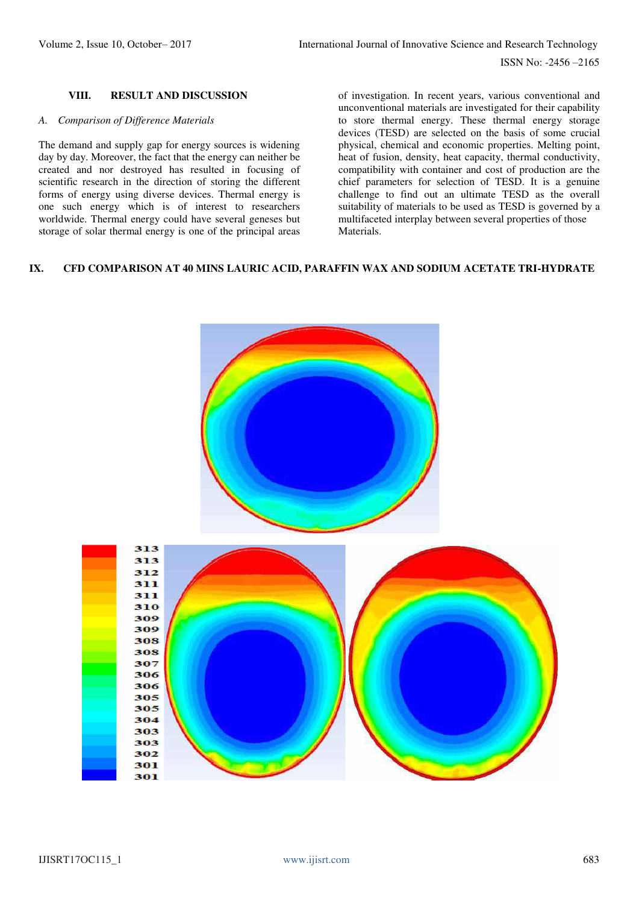## VIII. RESULT AND DISCUSSION

### A. *Comparison of Difference Materials*

The demand and supply gap for energy sources is widening day by day. Moreover, the fact that the energy can neither be created and nor destroyed has resulted in focusing of scientific research in the direction of storing the different forms of energy using diverse devices. Thermal energy is one such energy which is of interest to researchers worldwide. Thermal energy could have several geneses but storage of solar thermal energy is one of the principal areas of investigation. In recent years, various conventional and unconventional materials are investigated for their capability to store thermal energy. These thermal energy storage devices (TESD) are selected on the basis of some crucial physical, chemical and economic properties. Melting point, heat of fusion, density, heat capacity, thermal conductivity, compatibility with container and cost of production are the chief parameters for selection of TESD. It is a genuine challenge to find out an ultimate TESD as the overall suitability of materials to be used as TESD is governed by a multifaceted interplay between several properties of those Materials.

## IX. CFD COMPARISON AT 40 MINS LAURIC ACID, PARAFFIN WAX AND SODIUM ACETATE TRI-HYDRATE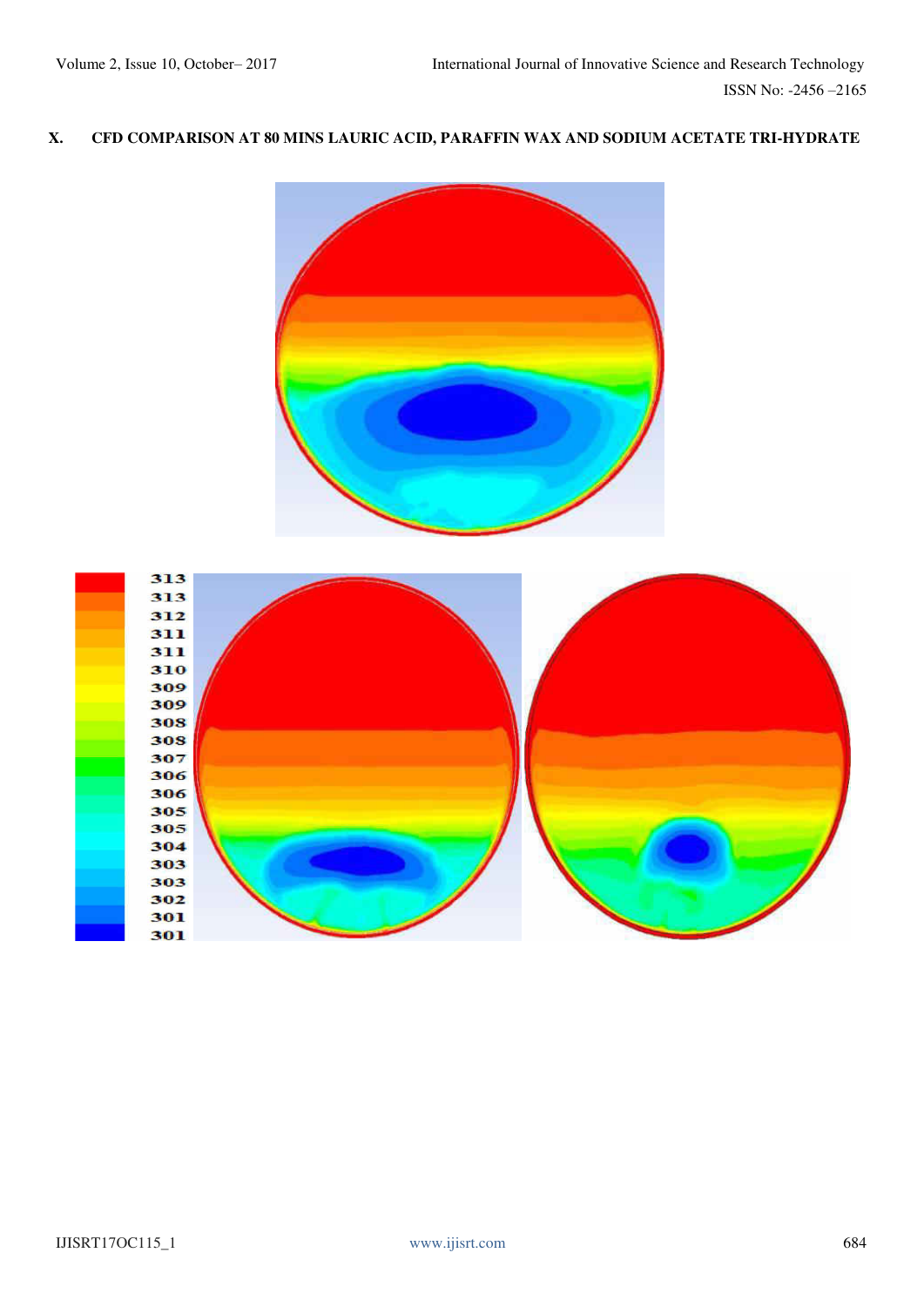## X. CFD COMPARISON AT 80 MINS LAURIC ACID, PARAFFIN WAX AND SODIUM ACETATE TRI-HYDRATE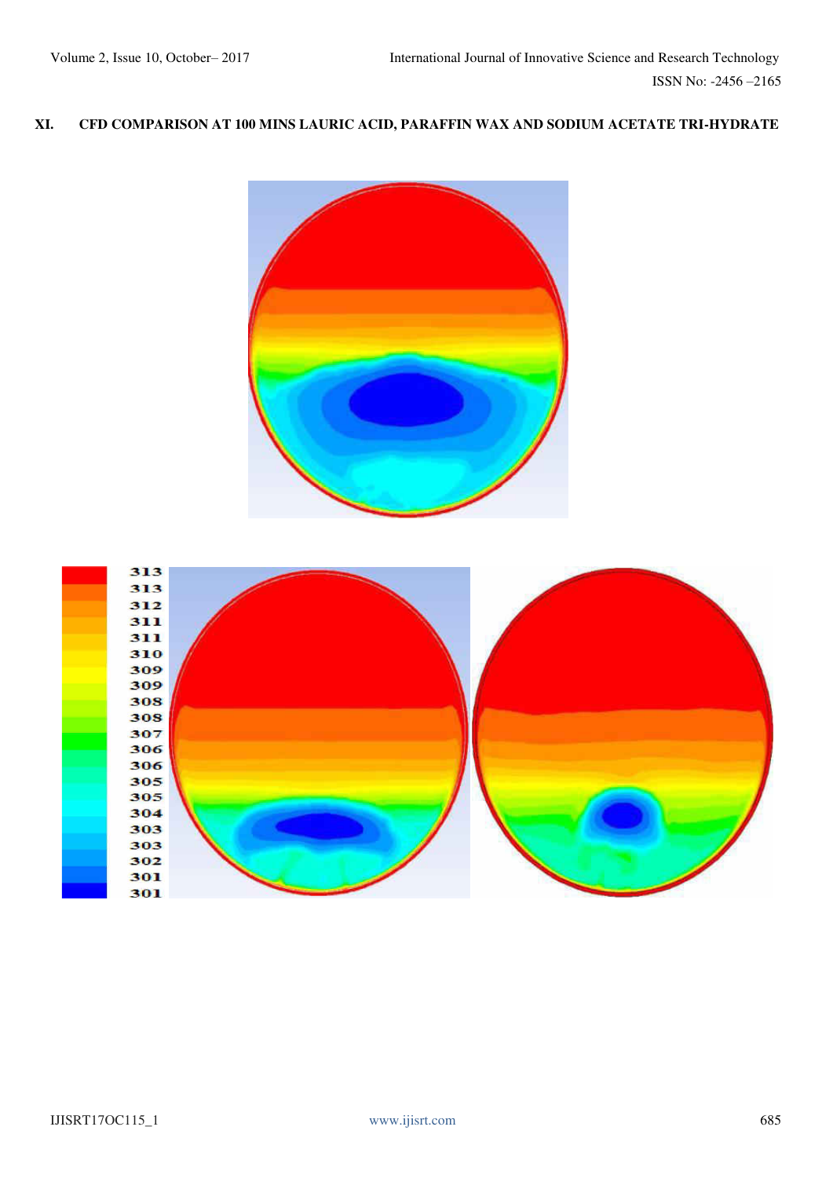## XI. CFD COMPARISON AT 100 MINS LAURIC ACID, PARAFFIN WAX AND SODIUM ACETATE TRI-HYDRATE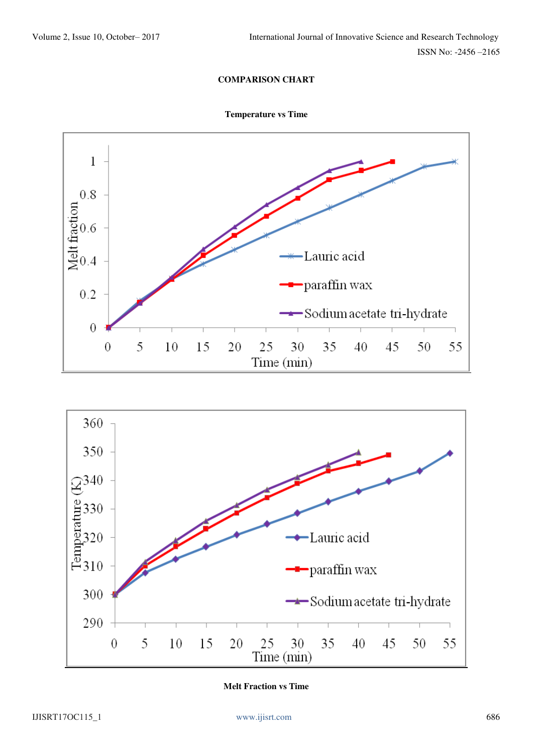**COMPARISON CHART**

**Temperature vs Time**

**Melt Fraction vs Time**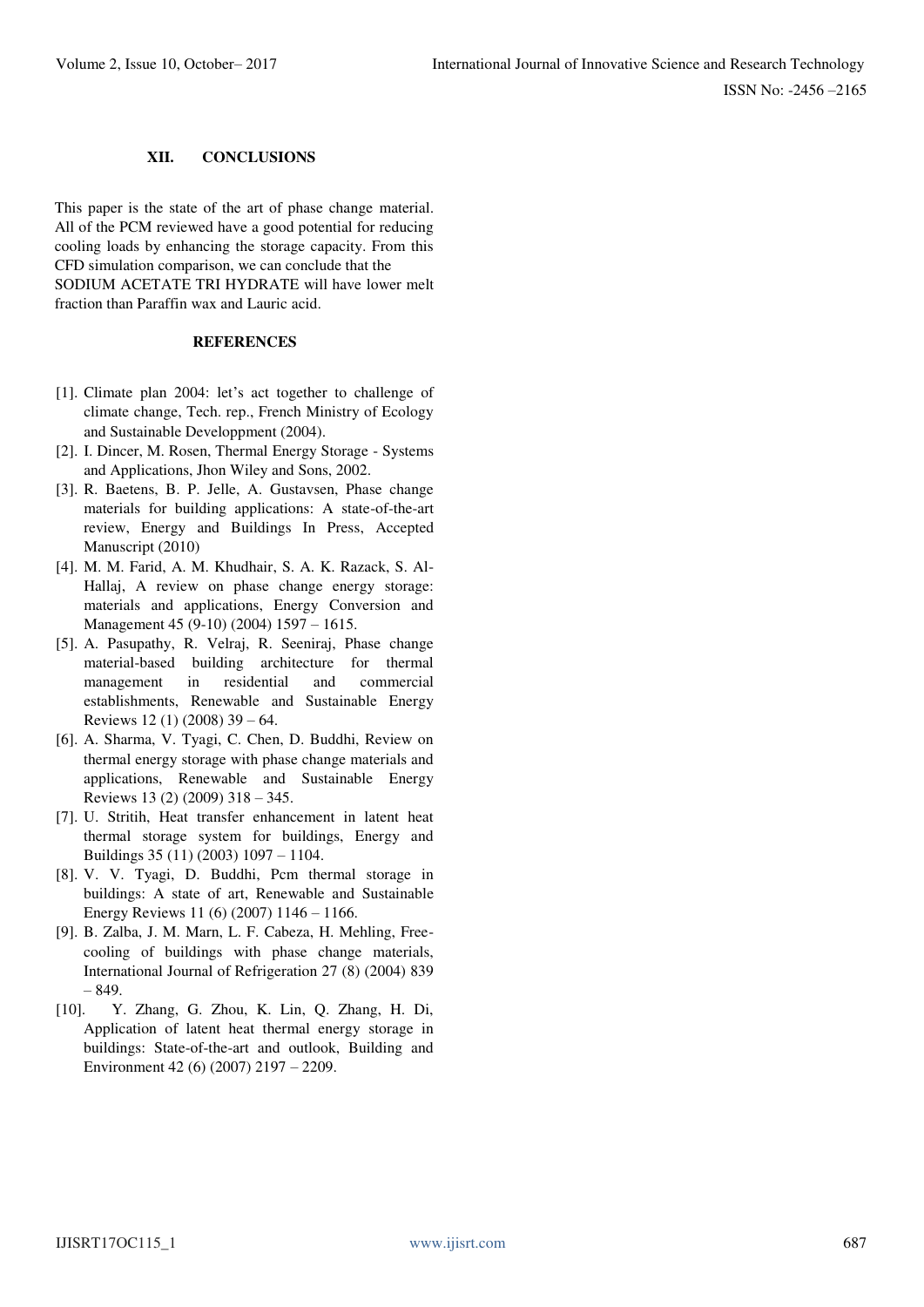## XII. CONCLUSIONS

This paper is the state of the art of phase change material. All of the PCM reviewed have a good potential for reducing cooling loads by enhancing the storage capacity. From this CFD simulation comparison, we can conclude that the SODIUM ACETATE TRI HYDRATE will have lower melt fraction than Paraffin wax and Lauric acid.

## REFERENCES

[1]. Climate plan 2004: let's act together to challenge of climate change, Tech. rep., French Ministry of Ecology and Sustainable Developpment (2004).

[2]. I. Dincer, M. Rosen, Thermal Energy Storage - Systems and Applications, Jhon Wiley and Sons, 2002.

[3]. R. Baetens, B. P. Jelle, A. Gustavsen, Phase change materials for building applications: A state-of-the-art review, Energy and Buildings In Press, Accepted Manuscript (2010)

[4]. M. M. Farid, A. M. Khudhair, S. A. K. Razack, S. Al-Hallaj, A review on phase change energy storage: materials and applications, Energy Conversion and Management 45 (9-10) (2004) 1597 – 1615.

[5]. A. Pasupathy, R. Velraj, R. Seeniraj, Phase change material-based building architecture for thermal management in residential and commercial establishments, Renewable and Sustainable Energy Reviews 12 (1) (2008) 39 – 64.

[6]. A. Sharma, V. Tyagi, C. Chen, D. Buddhi, Review on thermal energy storage with phase change materials and applications, Renewable and Sustainable Energy Reviews 13 (2) (2009) 318 – 345.

[7]. U. Stritih, Heat transfer enhancement in latent heat thermal storage system for buildings, Energy and Buildings 35 (11) (2003) 1097 – 1104.

[8]. V. V. Tyagi, D. Buddhi, Pcm thermal storage in buildings: A state of art, Renewable and Sustainable Energy Reviews 11 (6) (2007) 1146 – 1166.

[9]. B. Zalba, J. M. Marn, L. F. Cabeza, H. Mehling, Free-cooling of buildings with phase change materials, International Journal of Refrigeration 27 (8) (2004) 839 – 849.

[10]. Y. Zhang, G. Zhou, K. Lin, Q. Zhang, H. Di, Application of latent heat thermal energy storage in buildings: State-of-the-art and outlook, Building and Environment 42 (6) (2007) 2197 – 2209.